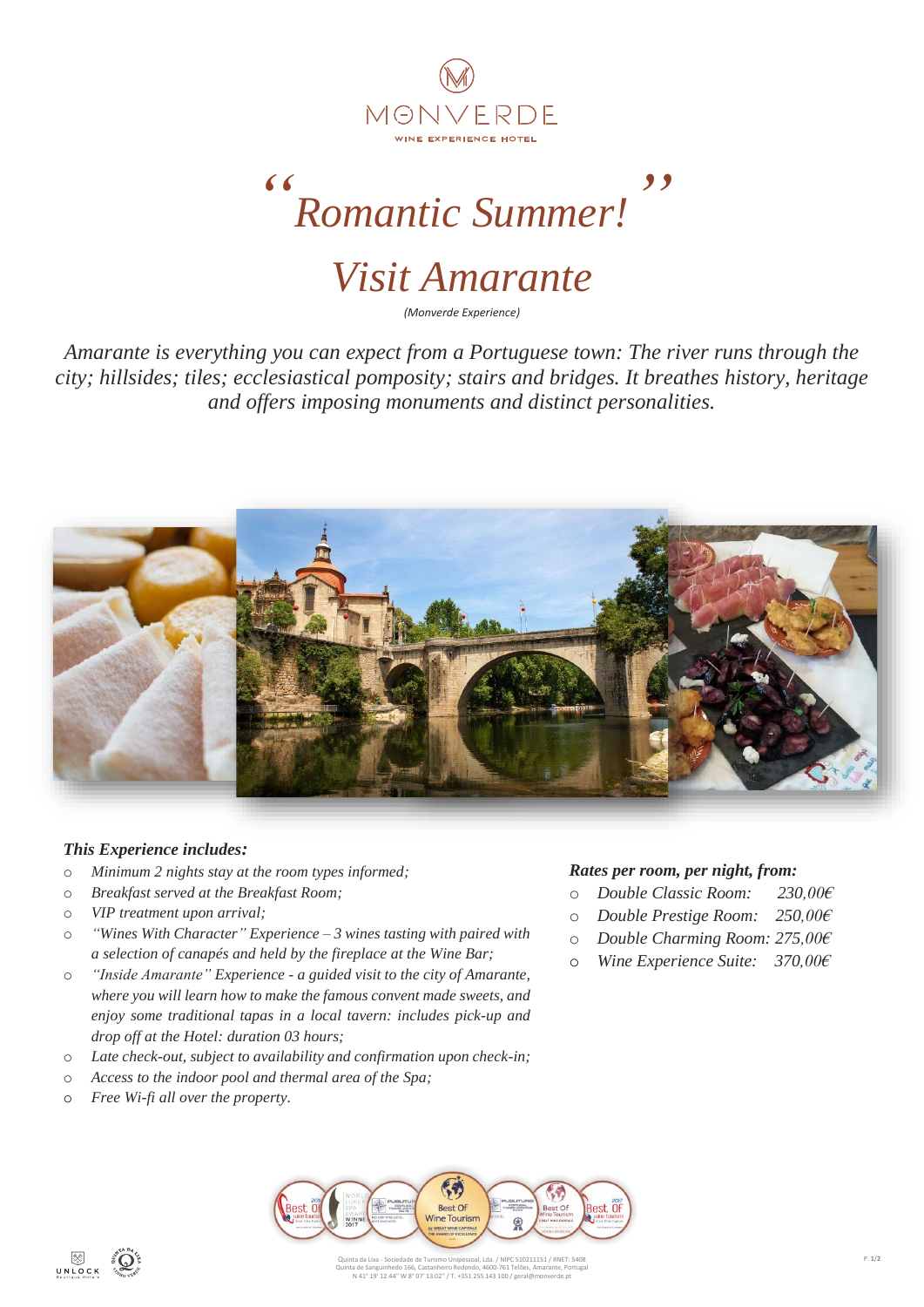MONVERDE

WINE EXPERIENCE HOTEL

# *"Romantic Summer!"*

# *Visit Amarante*

*(Monverde Experience)*

*Amarante is everything you can expect from a Portuguese town: The river runs through the city; hillsides; tiles; ecclesiastical pomposity; stairs and bridges. It breathes history, heritage and offers imposing monuments and distinct personalities.*

***This Experience includes:***

- *Minimum 2 nights stay at the room types informed;*
- *Breakfast served at the Breakfast Room;*
- *VIP treatment upon arrival;*
- *"Wines With Character" Experience – 3 wines tasting with paired with a selection of canapés and held by the fireplace at the Wine Bar;*
- *"Inside Amarante" Experience - a guided visit to the city of Amarante, where you will learn how to make the famous convent made sweets, and enjoy some traditional tapas in a local tavern: includes pick-up and drop off at the Hotel: duration 03 hours;*
- *Late check-out, subject to availability and confirmation upon check-in;*
- *Access to the indoor pool and thermal area of the Spa;*
- *Free Wi-fi all over the property.*

***Rates per room, per night, from:***

- *Double Classic Room: 230,00€*
- *Double Prestige Room: 250,00€*
- *Double Charming Room: 275,00€*
- *Wine Experience Suite: 370,00€*

Quinta da Lixa - Sociedade de Turismo Unipessoal, Lda. / NIPC 510211151 / RNET: 5408
Quinta de Sanguinhedo 166, Castanheiro Redondo, 4600-761 Telões, Amarante, Portugal
N 41° 19' 12.44'' W 8° 07' 13.02'' / T. +351 255 143 100 / geral@monverde.pt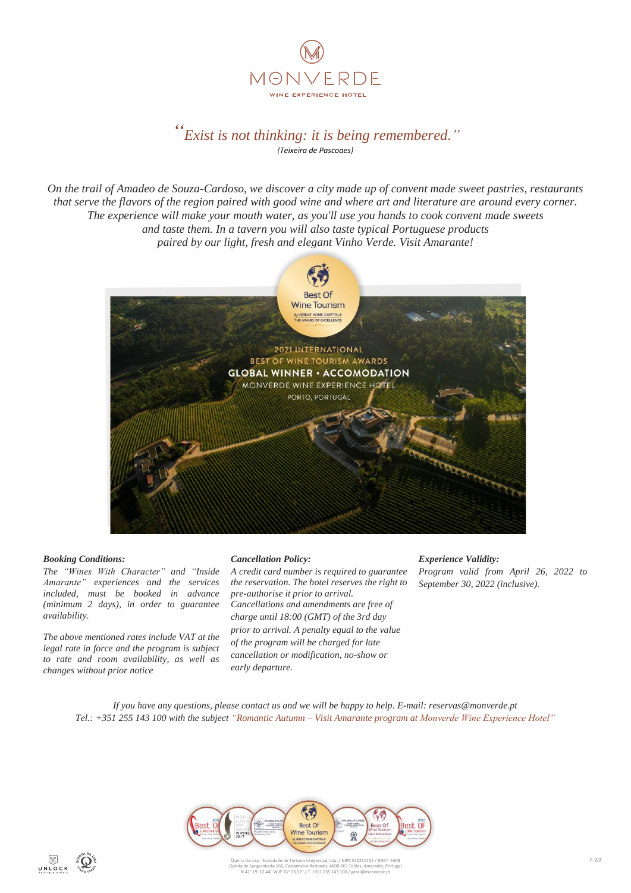# MONVERDE

WINE EXPERIENCE HOTEL

*"Exist is not thinking: it is being remembered."*
*(Teixeira de Pascoaes)*

*On the trail of Amadeo de Souza-Cardoso, we discover a city made up of convent made sweet pastries, restaurants that serve the flavors of the region paired with good wine and where art and literature are around every corner. The experience will make your mouth water, as you'll use you hands to cook convent made sweets and taste them. In a tavern you will also taste typical Portuguese products paired by our light, fresh and elegant Vinho Verde. Visit Amarante!*

Best Of Wine Tourism by GREAT WINE CAPITALS THE AWARD OF EXCELLENCE

2021 INTERNATIONAL BEST OF WINE TOURISM AWARDS
GLOBAL WINNER • ACCOMODATION
MONVERDE WINE EXPERIENCE HOTEL
PORTO, PORTUGAL

***Booking Conditions:***

*The "Wines With Character" and "Inside Amarante" experiences and the services included, must be booked in advance (minimum 2 days), in order to guarantee availability.*

*The above mentioned rates include VAT at the legal rate in force and the program is subject to rate and room availability, as well as changes without prior notice*

***Cancellation Policy:***

*A credit card number is required to guarantee the reservation. The hotel reserves the right to pre-authorise it prior to arrival. Cancellations and amendments are free of charge until 18:00 (GMT) of the 3rd day prior to arrival. A penalty equal to the value of the program will be charged for late cancellation or modification, no-show or early departure.*

***Experience Validity:***

*Program valid from April 26, 2022 to September 30, 2022 (inclusive).*

*If you have any questions, please contact us and we will be happy to help. E-mail: reservas@monverde.pt Tel.: +351 255 143 100 with the subject "Romantic Autumn – Visit Amarante program at Monverde Wine Experience Hotel"*

Quinta da Lixa - Sociedade de Turismo Unipessoal, Lda. / NIPC 510211151 / RNET: 5408
Quinta de Sanguinhedo 166, Castanheiro Redondo, 4600-761 Telões, Amarante, Portugal
N 41° 19' 12.44" W 8° 07' 13.02" / T. +351 255 143 100 / geral@monverde.pt